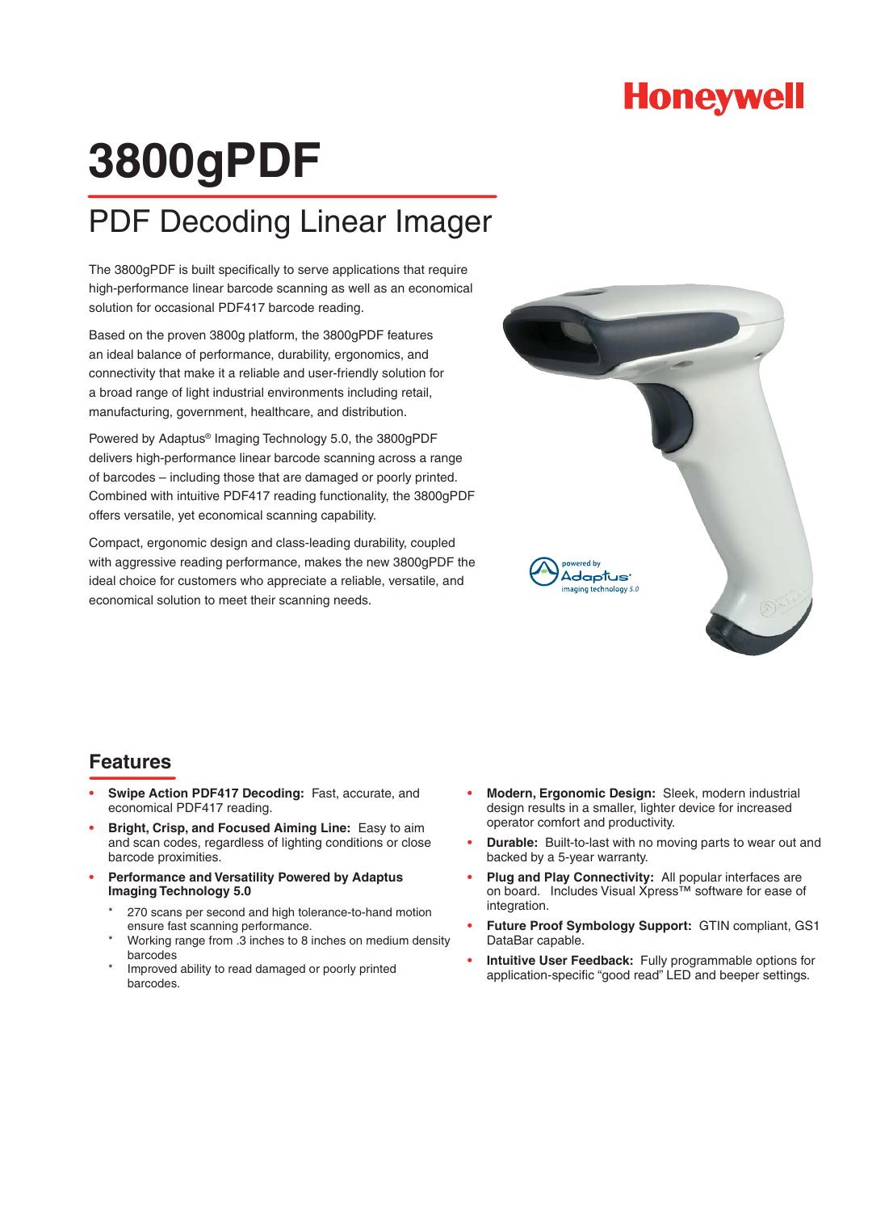Honeywell

# 3800gPDF

## PDF Decoding Linear Imager

The 3800gPDF is built specifically to serve applications that require high-performance linear barcode scanning as well as an economical solution for occasional PDF417 barcode reading.

Based on the proven 3800g platform, the 3800gPDF features an ideal balance of performance, durability, ergonomics, and connectivity that make it a reliable and user-friendly solution for a broad range of light industrial environments including retail, manufacturing, government, healthcare, and distribution.

Powered by Adaptus® Imaging Technology 5.0, the 3800gPDF delivers high-performance linear barcode scanning across a range of barcodes – including those that are damaged or poorly printed. Combined with intuitive PDF417 reading functionality, the 3800gPDF offers versatile, yet economical scanning capability.

Compact, ergonomic design and class-leading durability, coupled with aggressive reading performance, makes the new 3800gPDF the ideal choice for customers who appreciate a reliable, versatile, and economical solution to meet their scanning needs.

powered by Adaptus imaging technology 5.0

## Features

- **Swipe Action PDF417 Decoding:** Fast, accurate, and economical PDF417 reading.
- **Bright, Crisp, and Focused Aiming Line:** Easy to aim and scan codes, regardless of lighting conditions or close barcode proximities.
- **Performance and Versatility Powered by Adaptus Imaging Technology 5.0**
  - 270 scans per second and high tolerance-to-hand motion ensure fast scanning performance.
  - Working range from .3 inches to 8 inches on medium density barcodes
  - Improved ability to read damaged or poorly printed barcodes.
- **Modern, Ergonomic Design:** Sleek, modern industrial design results in a smaller, lighter device for increased operator comfort and productivity.
- **Durable:** Built-to-last with no moving parts to wear out and backed by a 5-year warranty.
- **Plug and Play Connectivity:** All popular interfaces are on board. Includes Visual Xpress™ software for ease of integration.
- **Future Proof Symbology Support:** GTIN compliant, GS1 DataBar capable.
- **Intuitive User Feedback:** Fully programmable options for application-specific "good read" LED and beeper settings.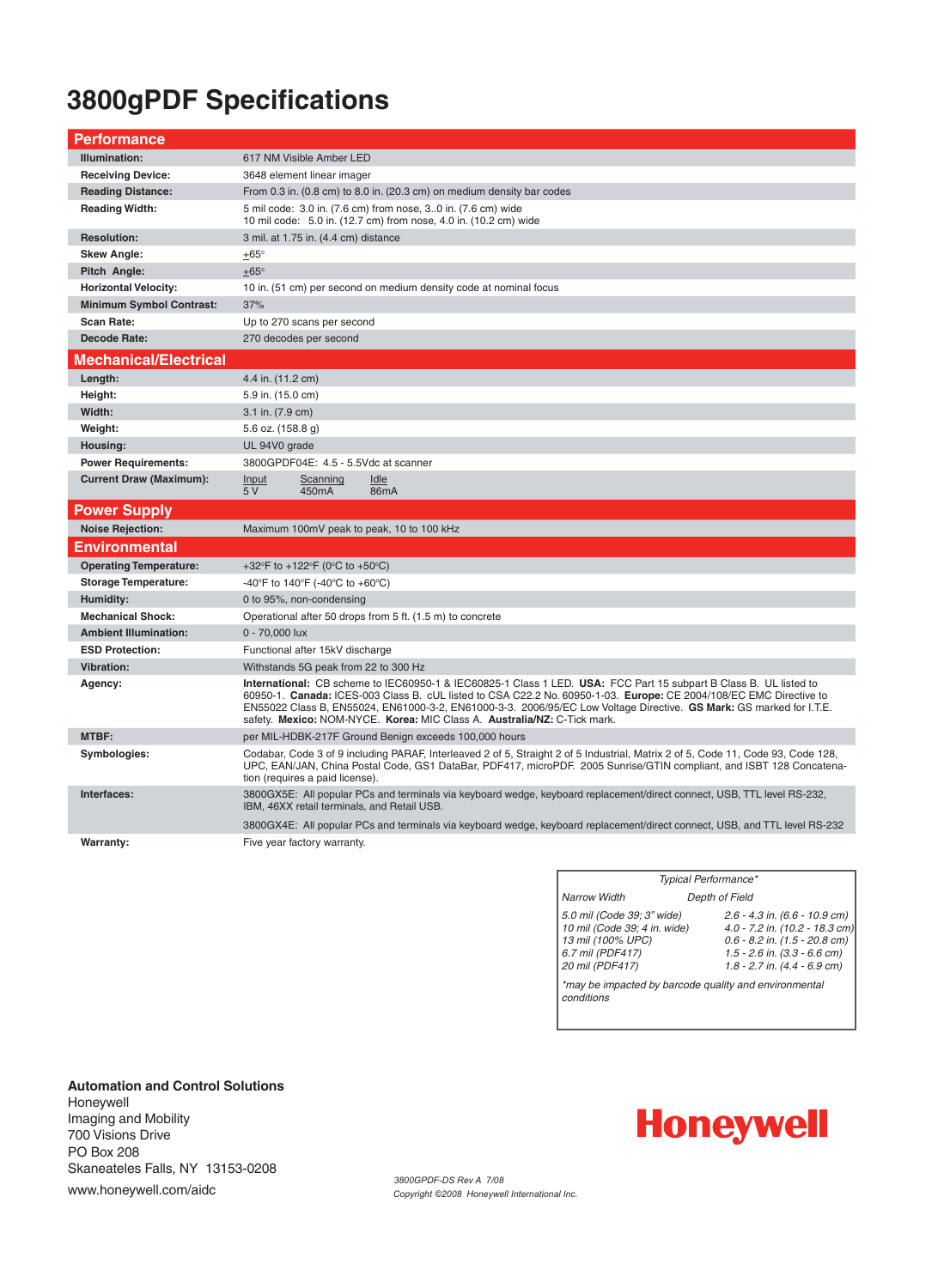# 3800gPDF Specifications

| | |
|---|---|
| **Performance** | |
| **Illumination:** | 617 NM Visible Amber LED |
| **Receiving Device:** | 3648 element linear imager |
| **Reading Distance:** | From 0.3 in. (0.8 cm) to 8.0 in. (20.3 cm) on medium density bar codes |
| **Reading Width:** | 5 mil code: 3.0 in. (7.6 cm) from nose, 3..0 in. (7.6 cm) wide<br>10 mil code: 5.0 in. (12.7 cm) from nose, 4.0 in. (10.2 cm) wide |
| **Resolution:** | 3 mil. at 1.75 in. (4.4 cm) distance |
| **Skew Angle:** | ±65° |
| **Pitch Angle:** | ±65° |
| **Horizontal Velocity:** | 10 in. (51 cm) per second on medium density code at nominal focus |
| **Minimum Symbol Contrast:** | 37% |
| **Scan Rate:** | Up to 270 scans per second |
| **Decode Rate:** | 270 decodes per second |
| **Mechanical/Electrical** | |
| **Length:** | 4.4 in. (11.2 cm) |
| **Height:** | 5.9 in. (15.0 cm) |
| **Width:** | 3.1 in. (7.9 cm) |
| **Weight:** | 5.6 oz. (158.8 g) |
| **Housing:** | UL 94V0 grade |
| **Power Requirements:** | 3800GPDF04E: 4.5 - 5.5Vdc at scanner |
| **Current Draw (Maximum):** | Input: 5 V; Scanning: 450mA; Idle: 86mA |
| **Power Supply** | |
| **Noise Rejection:** | Maximum 100mV peak to peak, 10 to 100 kHz |
| **Environmental** | |
| **Operating Temperature:** | +32°F to +122°F (0°C to +50°C) |
| **Storage Temperature:** | -40°F to 140°F (-40°C to +60°C) |
| **Humidity:** | 0 to 95%, non-condensing |
| **Mechanical Shock:** | Operational after 50 drops from 5 ft. (1.5 m) to concrete |
| **Ambient Illumination:** | 0 - 70,000 lux |
| **ESD Protection:** | Functional after 15kV discharge |
| **Vibration:** | Withstands 5G peak from 22 to 300 Hz |
| **Agency:** | **International:** CB scheme to IEC60950-1 & IEC60825-1 Class 1 LED. **USA:** FCC Part 15 subpart B Class B. UL listed to 60950-1. **Canada:** ICES-003 Class B. cUL listed to CSA C22.2 No. 60950-1-03. **Europe:** CE 2004/108/EC EMC Directive to EN55022 Class B, EN55024, EN61000-3-2, EN61000-3-3. 2006/95/EC Low Voltage Directive. **GS Mark:** GS marked for I.T.E. safety. **Mexico:** NOM-NYCE. **Korea:** MIC Class A. **Australia/NZ:** C-Tick mark. |
| **MTBF:** | per MIL-HDBK-217F Ground Benign exceeds 100,000 hours |
| **Symbologies:** | Codabar, Code 3 of 9 including PARAF, Interleaved 2 of 5, Straight 2 of 5 Industrial, Matrix 2 of 5, Code 11, Code 93, Code 128, UPC, EAN/JAN, China Postal Code, GS1 DataBar, PDF417, microPDF. 2005 Sunrise/GTIN compliant, and ISBT 128 Concatenation (requires a paid license). |
| **Interfaces:** | 3800GX5E: All popular PCs and terminals via keyboard wedge, keyboard replacement/direct connect, USB, TTL level RS-232, IBM, 46XX retail terminals, and Retail USB.<br>3800GX4E: All popular PCs and terminals via keyboard wedge, keyboard replacement/direct connect, USB, and TTL level RS-232 |
| **Warranty:** | Five year factory warranty. |

*Typical Performance**

| *Narrow Width* | *Depth of Field* |
|---|---|
| *5.0 mil (Code 39; 3" wide)* | *2.6 - 4.3 in. (6.6 - 10.9 cm)* |
| *10 mil (Code 39; 4 in. wide)* | *4.0 - 7.2 in. (10.2 - 18.3 cm)* |
| *13 mil (100% UPC)* | *0.6 - 8.2 in. (1.5 - 20.8 cm)* |
| *6.7 mil (PDF417)* | *1.5 - 2.6 in. (3.3 - 6.6 cm)* |
| *20 mil (PDF417)* | *1.8 - 2.7 in. (4.4 - 6.9 cm)* |

*\*may be impacted by barcode quality and environmental conditions*

**Automation and Control Solutions**
Honeywell
Imaging and Mobility
700 Visions Drive
PO Box 208
Skaneateles Falls, NY 13153-0208
www.honeywell.com/aidc

*3800GPDF-DS Rev A 7/08*
*Copyright ©2008 Honeywell International Inc.*

**Honeywell**